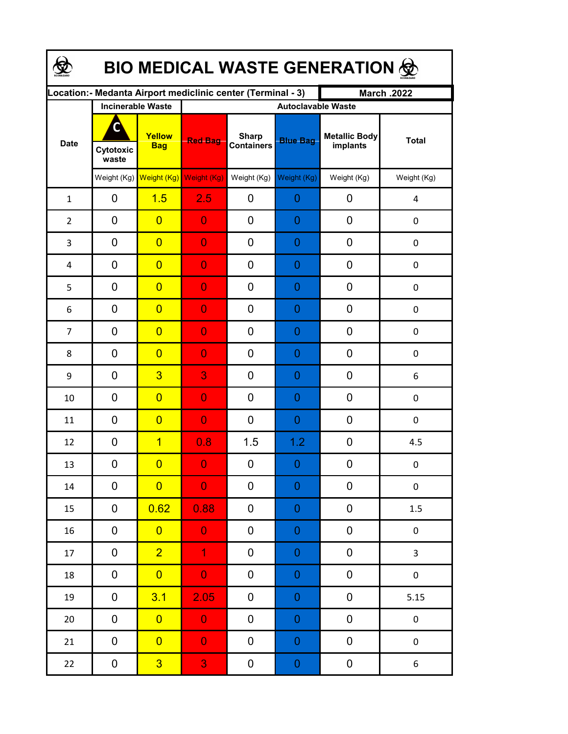# BIO MEDICAL WASTE GENERATION

| Location:- Medanta Airport mediclinic center (Terminal - 3) | | | | | | | March .2022 |
|---|---|---|---|---|---|---|---|
| Date | Incinerable Waste | | Autoclavable Waste | | | | |
| | C Cytotoxic waste | Yellow Bag | Red Bag | Sharp Containers | Blue Bag | Metallic Body implants | Total |
| | Weight (Kg) | Weight (Kg) | Weight (Kg) | Weight (Kg) | Weight (Kg) | Weight (Kg) | Weight (Kg) |
| 1 | 0 | 1.5 | 2.5 | 0 | 0 | 0 | 4 |
| 2 | 0 | 0 | 0 | 0 | 0 | 0 | 0 |
| 3 | 0 | 0 | 0 | 0 | 0 | 0 | 0 |
| 4 | 0 | 0 | 0 | 0 | 0 | 0 | 0 |
| 5 | 0 | 0 | 0 | 0 | 0 | 0 | 0 |
| 6 | 0 | 0 | 0 | 0 | 0 | 0 | 0 |
| 7 | 0 | 0 | 0 | 0 | 0 | 0 | 0 |
| 8 | 0 | 0 | 0 | 0 | 0 | 0 | 0 |
| 9 | 0 | 3 | 3 | 0 | 0 | 0 | 6 |
| 10 | 0 | 0 | 0 | 0 | 0 | 0 | 0 |
| 11 | 0 | 0 | 0 | 0 | 0 | 0 | 0 |
| 12 | 0 | 1 | 0.8 | 1.5 | 1.2 | 0 | 4.5 |
| 13 | 0 | 0 | 0 | 0 | 0 | 0 | 0 |
| 14 | 0 | 0 | 0 | 0 | 0 | 0 | 0 |
| 15 | 0 | 0.62 | 0.88 | 0 | 0 | 0 | 1.5 |
| 16 | 0 | 0 | 0 | 0 | 0 | 0 | 0 |
| 17 | 0 | 2 | 1 | 0 | 0 | 0 | 3 |
| 18 | 0 | 0 | 0 | 0 | 0 | 0 | 0 |
| 19 | 0 | 3.1 | 2.05 | 0 | 0 | 0 | 5.15 |
| 20 | 0 | 0 | 0 | 0 | 0 | 0 | 0 |
| 21 | 0 | 0 | 0 | 0 | 0 | 0 | 0 |
| 22 | 0 | 3 | 3 | 0 | 0 | 0 | 6 |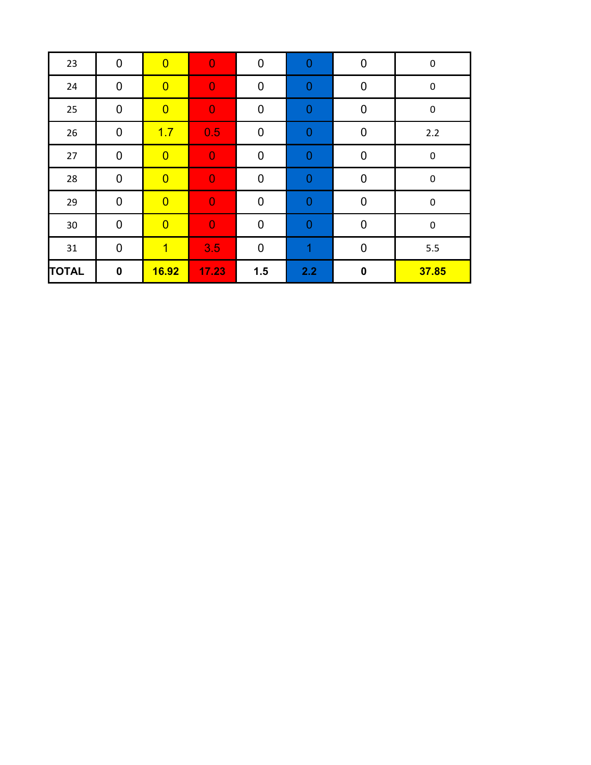| | | | | | | | |
|---|---|---|---|---|---|---|---|
| 23 | 0 | 0 | 0 | 0 | 0 | 0 | 0 |
| 24 | 0 | 0 | 0 | 0 | 0 | 0 | 0 |
| 25 | 0 | 0 | 0 | 0 | 0 | 0 | 0 |
| 26 | 0 | 1.7 | 0.5 | 0 | 0 | 0 | 2.2 |
| 27 | 0 | 0 | 0 | 0 | 0 | 0 | 0 |
| 28 | 0 | 0 | 0 | 0 | 0 | 0 | 0 |
| 29 | 0 | 0 | 0 | 0 | 0 | 0 | 0 |
| 30 | 0 | 0 | 0 | 0 | 0 | 0 | 0 |
| 31 | 0 | 1 | 3.5 | 0 | 1 | 0 | 5.5 |
| **TOTAL** | **0** | **16.92** | **17.23** | **1.5** | **2.2** | **0** | **37.85** |